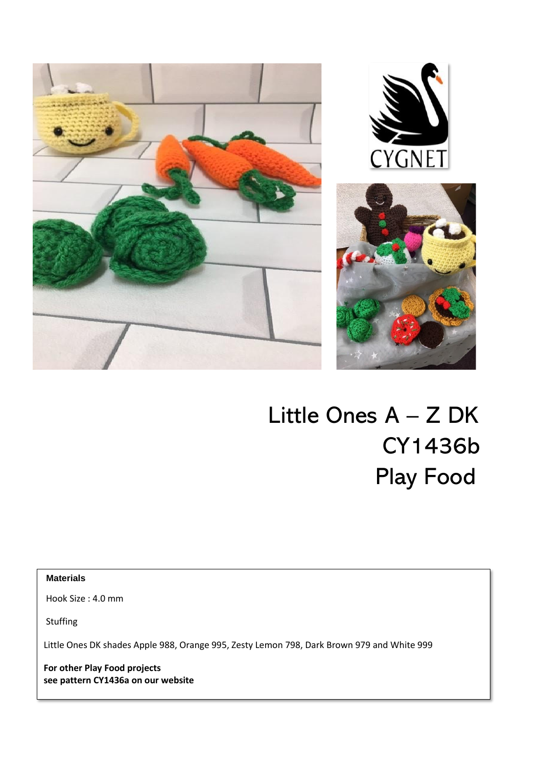CYGNET

# Little Ones A – Z DK
# CY1436b
# Play Food

**Materials**

Hook Size : 4.0 mm

Stuffing

Little Ones DK shades Apple 988, Orange 995, Zesty Lemon 798, Dark Brown 979 and White 999

**For other Play Food projects see pattern CY1436a on our website**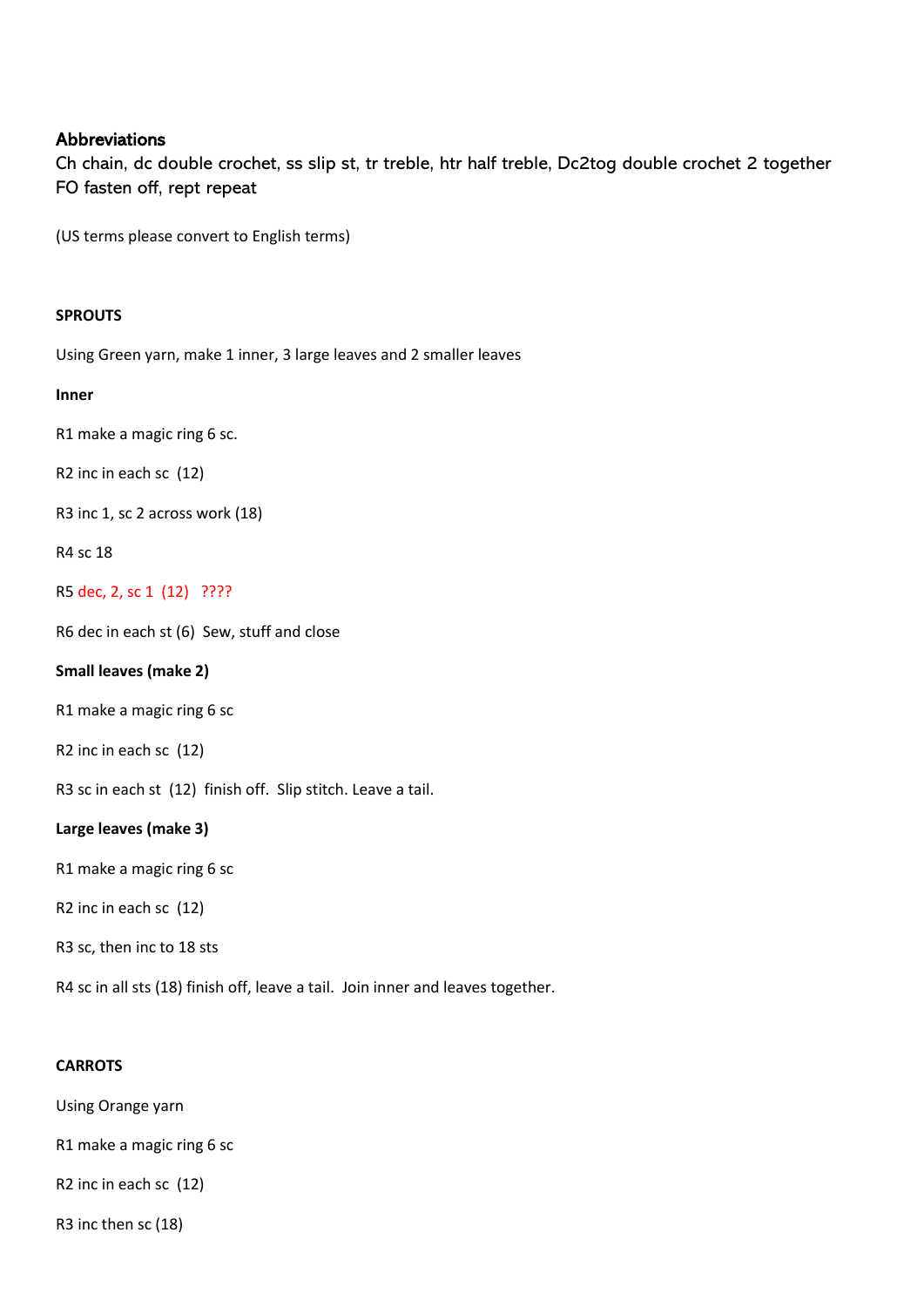### Abbreviations

Ch chain, dc double crochet, ss slip st, tr treble, htr half treble, Dc2tog double crochet 2 together FO fasten off, rept repeat

(US terms please convert to English terms)

**SPROUTS**

Using Green yarn, make 1 inner, 3 large leaves and 2 smaller leaves

**Inner**

R1 make a magic ring 6 sc.

R2 inc in each sc (12)

R3 inc 1, sc 2 across work (18)

R4 sc 18

R5 dec, 2, sc 1 (12) ????

R6 dec in each st (6) Sew, stuff and close

**Small leaves (make 2)**

R1 make a magic ring 6 sc

R2 inc in each sc (12)

R3 sc in each st (12) finish off. Slip stitch. Leave a tail.

**Large leaves (make 3)**

R1 make a magic ring 6 sc

R2 inc in each sc (12)

R3 sc, then inc to 18 sts

R4 sc in all sts (18) finish off, leave a tail. Join inner and leaves together.

**CARROTS**

Using Orange yarn

R1 make a magic ring 6 sc

R2 inc in each sc (12)

R3 inc then sc (18)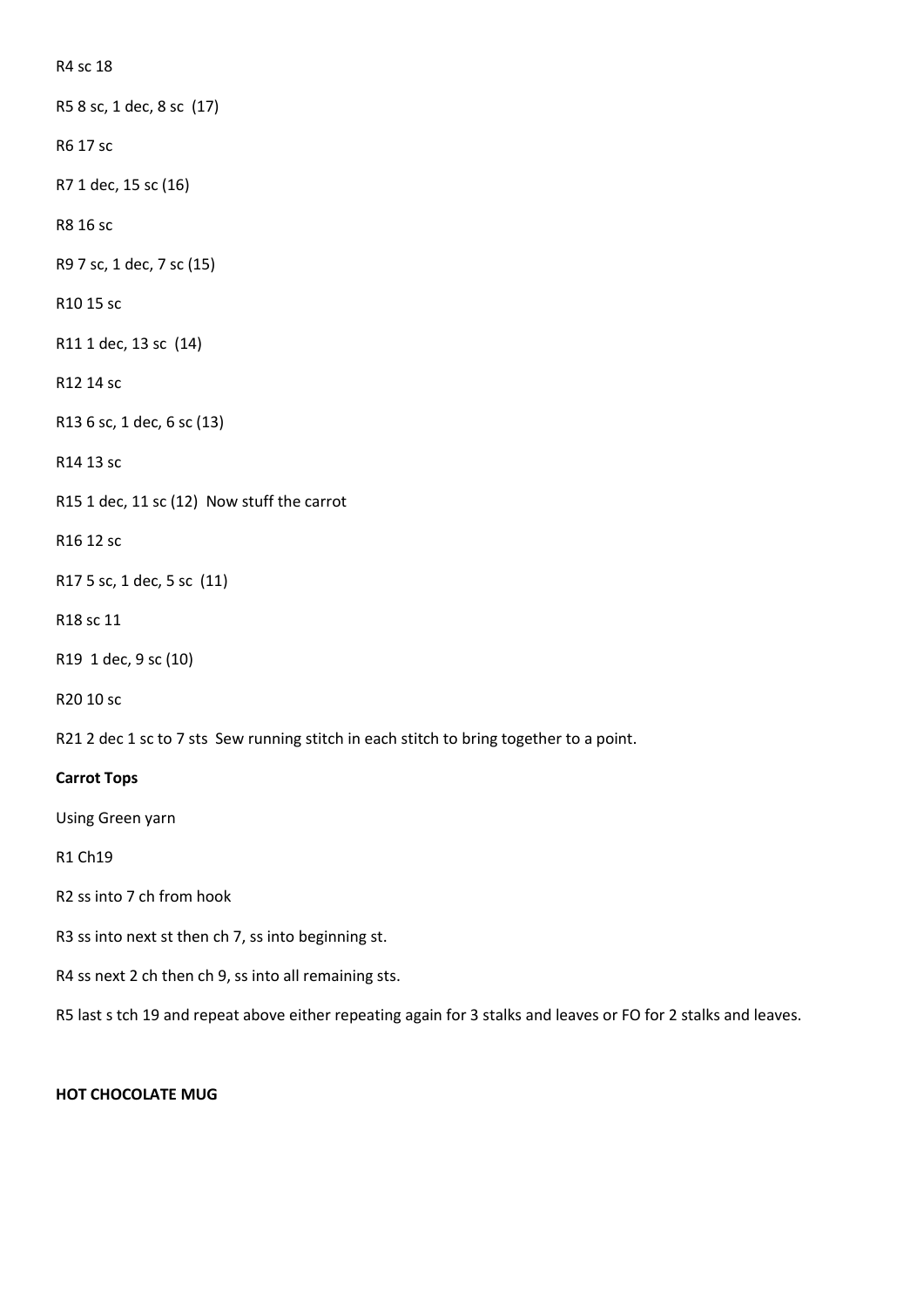R4 sc 18

R5 8 sc, 1 dec, 8 sc (17)

R6 17 sc

R7 1 dec, 15 sc (16)

R8 16 sc

R9 7 sc, 1 dec, 7 sc (15)

R10 15 sc

R11 1 dec, 13 sc (14)

R12 14 sc

R13 6 sc, 1 dec, 6 sc (13)

R14 13 sc

R15 1 dec, 11 sc (12) Now stuff the carrot

R16 12 sc

R17 5 sc, 1 dec, 5 sc (11)

R18 sc 11

R19 1 dec, 9 sc (10)

R20 10 sc

R21 2 dec 1 sc to 7 sts Sew running stitch in each stitch to bring together to a point.

**Carrot Tops**

Using Green yarn

R1 Ch19

R2 ss into 7 ch from hook

R3 ss into next st then ch 7, ss into beginning st.

R4 ss next 2 ch then ch 9, ss into all remaining sts.

R5 last s tch 19 and repeat above either repeating again for 3 stalks and leaves or FO for 2 stalks and leaves.

**HOT CHOCOLATE MUG**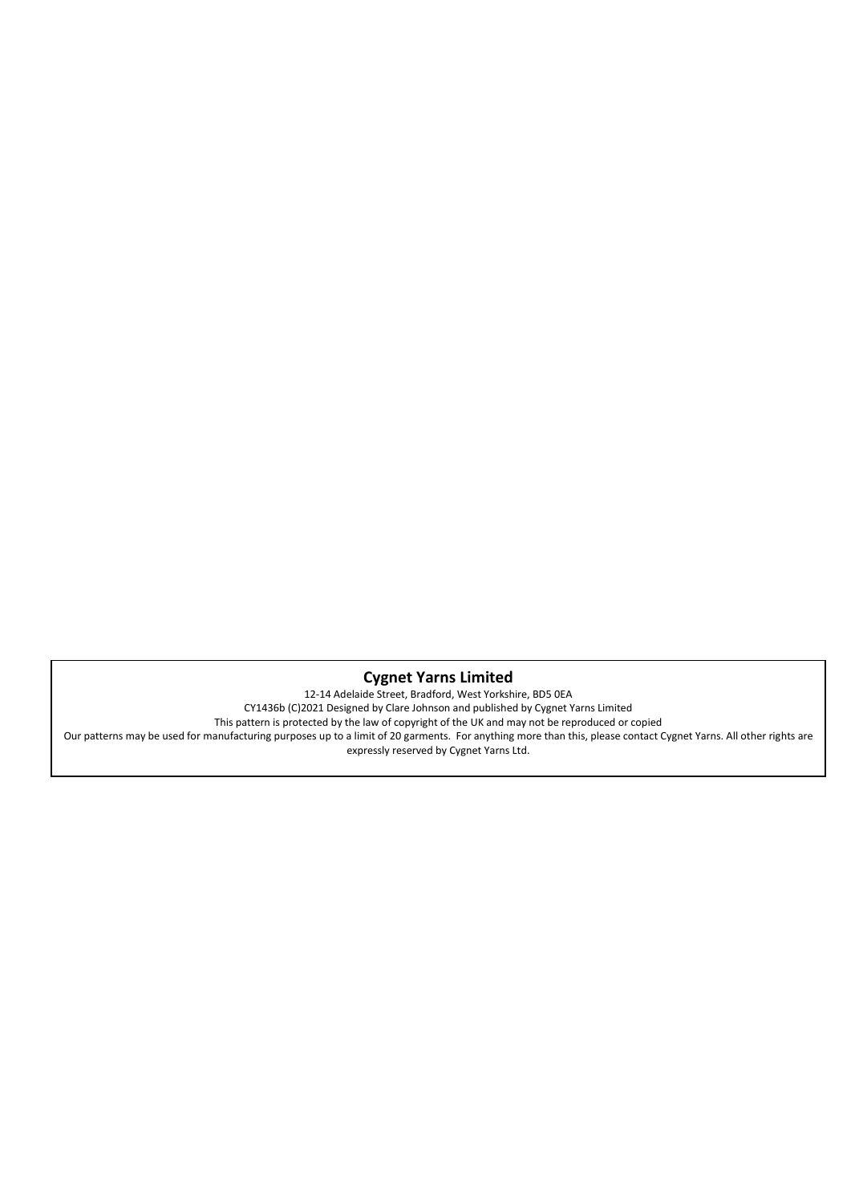**Cygnet Yarns Limited**

12-14 Adelaide Street, Bradford, West Yorkshire, BD5 0EA

CY1436b (C)2021 Designed by Clare Johnson and published by Cygnet Yarns Limited

This pattern is protected by the law of copyright of the UK and may not be reproduced or copied

Our patterns may be used for manufacturing purposes up to a limit of 20 garments. For anything more than this, please contact Cygnet Yarns. All other rights are expressly reserved by Cygnet Yarns Ltd.